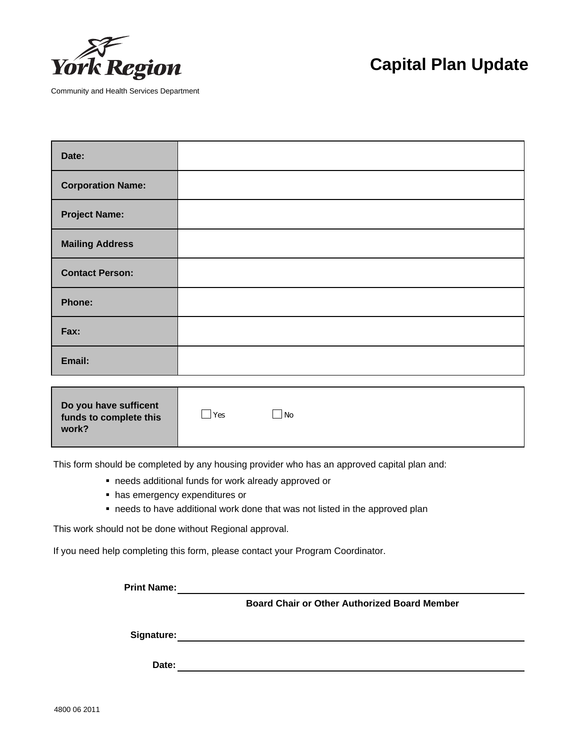York Region

Community and Health Services Department

# Capital Plan Update

| | |
|---|---|
| **Date:** | |
| **Corporation Name:** | |
| **Project Name:** | |
| **Mailing Address** | |
| **Contact Person:** | |
| **Phone:** | |
| **Fax:** | |
| **Email:** | |

| | |
|---|---|
| **Do you have sufficent funds to complete this work?** | ☐ Yes ☐ No |

This form should be completed by any housing provider who has an approved capital plan and:

- needs additional funds for work already approved or
- has emergency expenditures or
- needs to have additional work done that was not listed in the approved plan

This work should not be done without Regional approval.

If you need help completing this form, please contact your Program Coordinator.

**Print Name:** ______________________________

**Board Chair or Other Authorized Board Member**

**Signature:** ______________________________

**Date:** ______________________________

4800 06 2011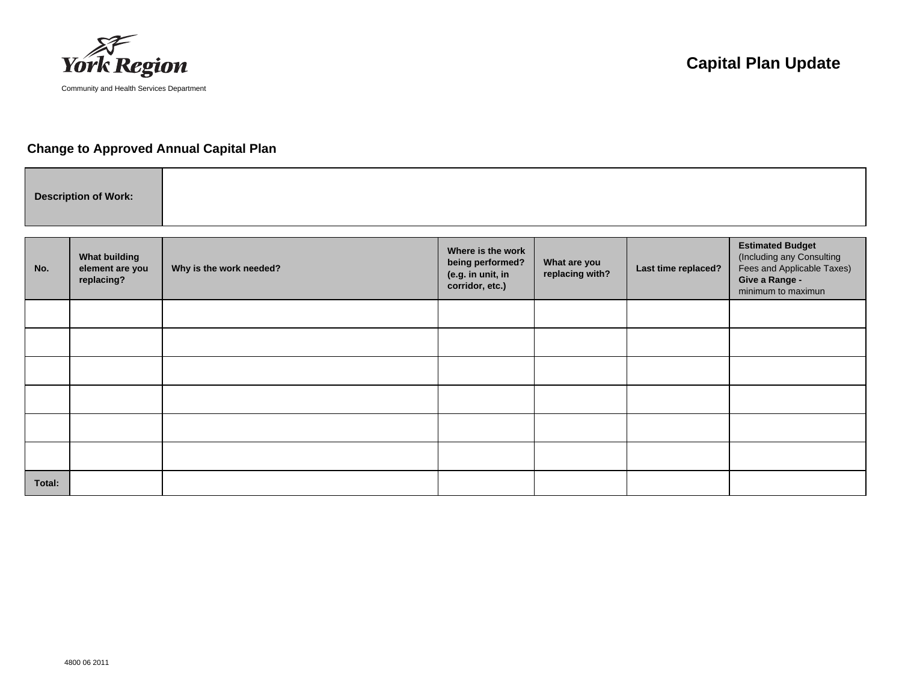York Region

Community and Health Services Department

# Capital Plan Update

## Change to Approved Annual Capital Plan

| **Description of Work:** | |
|---|---|

| **No.** | **What building element are you replacing?** | **Why is the work needed?** | **Where is the work being performed? (e.g. in unit, in corridor, etc.)** | **What are you replacing with?** | **Last time replaced?** | **Estimated Budget** (Including any Consulting Fees and Applicable Taxes) **Give a Range -** minimum to maximun |
|---|---|---|---|---|---|---|
| | | | | | | |
| | | | | | | |
| | | | | | | |
| | | | | | | |
| | | | | | | |
| | | | | | | |
| **Total:** | | | | | | |

4800 06 2011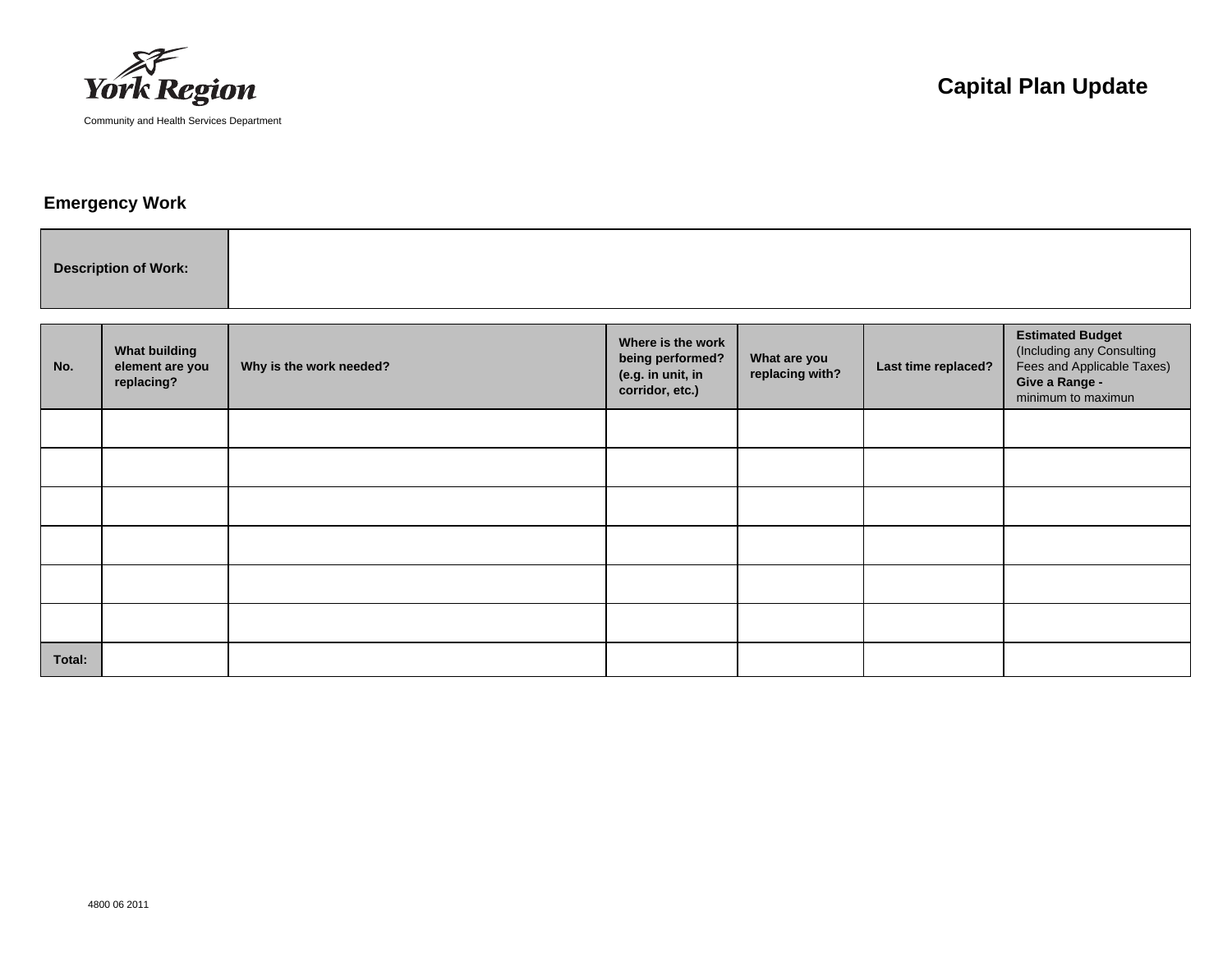York Region

Community and Health Services Department

# Capital Plan Update

## Emergency Work

| | |
|---|---|
| **Description of Work:** | |

| No. | What building element are you replacing? | Why is the work needed? | Where is the work being performed? (e.g. in unit, in corridor, etc.) | What are you replacing with? | Last time replaced? | **Estimated Budget** (Including any Consulting Fees and Applicable Taxes) **Give a Range -** minimum to maximun |
|---|---|---|---|---|---|---|
| | | | | | | |
| | | | | | | |
| | | | | | | |
| | | | | | | |
| | | | | | | |
| | | | | | | |
| **Total:** | | | | | | |

4800 06 2011